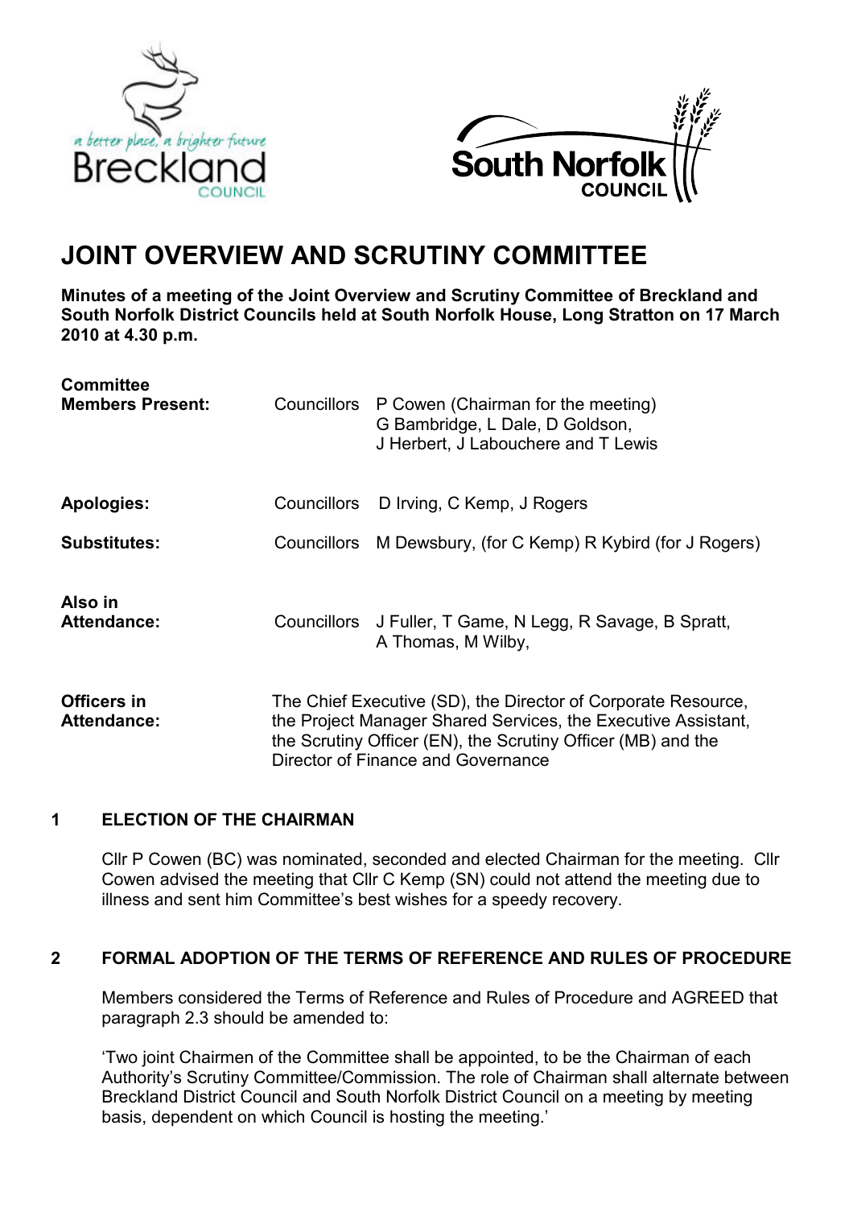# JOINT OVERVIEW AND SCRUTINY COMMITTEE

**Minutes of a meeting of the Joint Overview and Scrutiny Committee of Breckland and South Norfolk District Councils held at South Norfolk House, Long Stratton on 17 March 2010 at 4.30 p.m.**

| | | |
|---|---|---|
| **Committee Members Present:** | Councillors | P Cowen (Chairman for the meeting) G Bambridge, L Dale, D Goldson, J Herbert, J Labouchere and T Lewis |
| **Apologies:** | Councillors | D Irving, C Kemp, J Rogers |
| **Substitutes:** | Councillors | M Dewsbury, (for C Kemp) R Kybird (for J Rogers) |
| **Also in Attendance:** | Councillors | J Fuller, T Game, N Legg, R Savage, B Spratt, A Thomas, M Wilby, |
| **Officers in Attendance:** | | The Chief Executive (SD), the Director of Corporate Resource, the Project Manager Shared Services, the Executive Assistant, the Scrutiny Officer (EN), the Scrutiny Officer (MB) and the Director of Finance and Governance |

## 1 ELECTION OF THE CHAIRMAN

Cllr P Cowen (BC) was nominated, seconded and elected Chairman for the meeting. Cllr Cowen advised the meeting that Cllr C Kemp (SN) could not attend the meeting due to illness and sent him Committee's best wishes for a speedy recovery.

## 2 FORMAL ADOPTION OF THE TERMS OF REFERENCE AND RULES OF PROCEDURE

Members considered the Terms of Reference and Rules of Procedure and AGREED that paragraph 2.3 should be amended to:

'Two joint Chairmen of the Committee shall be appointed, to be the Chairman of each Authority's Scrutiny Committee/Commission. The role of Chairman shall alternate between Breckland District Council and South Norfolk District Council on a meeting by meeting basis, dependent on which Council is hosting the meeting.'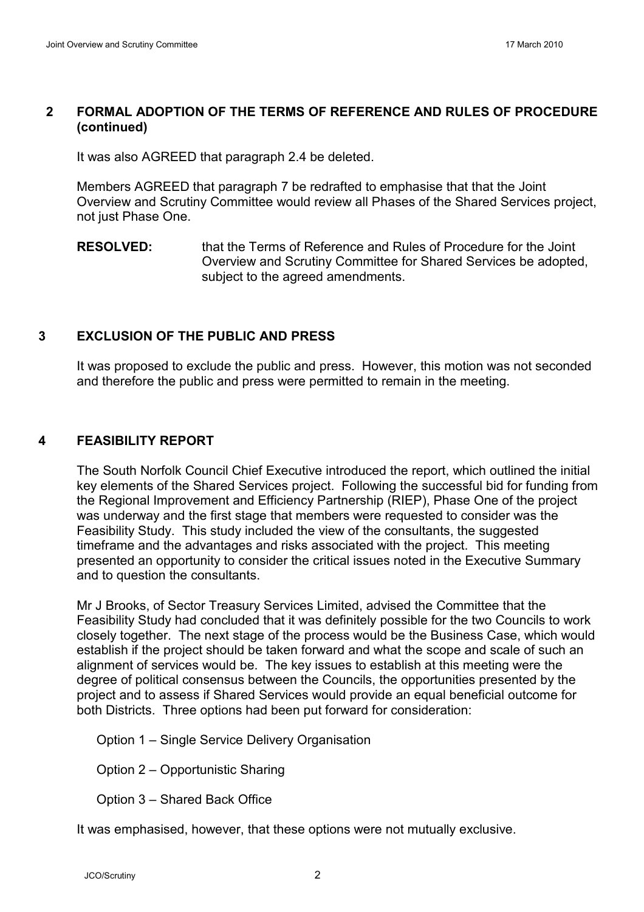## 2 FORMAL ADOPTION OF THE TERMS OF REFERENCE AND RULES OF PROCEDURE (continued)

It was also AGREED that paragraph 2.4 be deleted.

Members AGREED that paragraph 7 be redrafted to emphasise that that the Joint Overview and Scrutiny Committee would review all Phases of the Shared Services project, not just Phase One.

**RESOLVED:** that the Terms of Reference and Rules of Procedure for the Joint Overview and Scrutiny Committee for Shared Services be adopted, subject to the agreed amendments.

## 3 EXCLUSION OF THE PUBLIC AND PRESS

It was proposed to exclude the public and press. However, this motion was not seconded and therefore the public and press were permitted to remain in the meeting.

## 4 FEASIBILITY REPORT

The South Norfolk Council Chief Executive introduced the report, which outlined the initial key elements of the Shared Services project. Following the successful bid for funding from the Regional Improvement and Efficiency Partnership (RIEP), Phase One of the project was underway and the first stage that members were requested to consider was the Feasibility Study. This study included the view of the consultants, the suggested timeframe and the advantages and risks associated with the project. This meeting presented an opportunity to consider the critical issues noted in the Executive Summary and to question the consultants.

Mr J Brooks, of Sector Treasury Services Limited, advised the Committee that the Feasibility Study had concluded that it was definitely possible for the two Councils to work closely together. The next stage of the process would be the Business Case, which would establish if the project should be taken forward and what the scope and scale of such an alignment of services would be. The key issues to establish at this meeting were the degree of political consensus between the Councils, the opportunities presented by the project and to assess if Shared Services would provide an equal beneficial outcome for both Districts. Three options had been put forward for consideration:

Option 1 – Single Service Delivery Organisation

Option 2 – Opportunistic Sharing

Option 3 – Shared Back Office

It was emphasised, however, that these options were not mutually exclusive.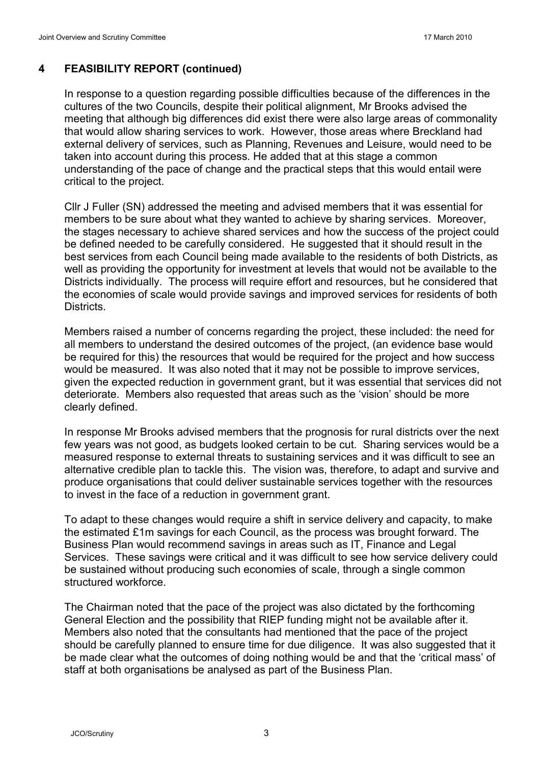## 4 FEASIBILITY REPORT (continued)

In response to a question regarding possible difficulties because of the differences in the cultures of the two Councils, despite their political alignment, Mr Brooks advised the meeting that although big differences did exist there were also large areas of commonality that would allow sharing services to work. However, those areas where Breckland had external delivery of services, such as Planning, Revenues and Leisure, would need to be taken into account during this process. He added that at this stage a common understanding of the pace of change and the practical steps that this would entail were critical to the project.

Cllr J Fuller (SN) addressed the meeting and advised members that it was essential for members to be sure about what they wanted to achieve by sharing services. Moreover, the stages necessary to achieve shared services and how the success of the project could be defined needed to be carefully considered. He suggested that it should result in the best services from each Council being made available to the residents of both Districts, as well as providing the opportunity for investment at levels that would not be available to the Districts individually. The process will require effort and resources, but he considered that the economies of scale would provide savings and improved services for residents of both Districts.

Members raised a number of concerns regarding the project, these included: the need for all members to understand the desired outcomes of the project, (an evidence base would be required for this) the resources that would be required for the project and how success would be measured. It was also noted that it may not be possible to improve services, given the expected reduction in government grant, but it was essential that services did not deteriorate. Members also requested that areas such as the 'vision' should be more clearly defined.

In response Mr Brooks advised members that the prognosis for rural districts over the next few years was not good, as budgets looked certain to be cut. Sharing services would be a measured response to external threats to sustaining services and it was difficult to see an alternative credible plan to tackle this. The vision was, therefore, to adapt and survive and produce organisations that could deliver sustainable services together with the resources to invest in the face of a reduction in government grant.

To adapt to these changes would require a shift in service delivery and capacity, to make the estimated £1m savings for each Council, as the process was brought forward. The Business Plan would recommend savings in areas such as IT, Finance and Legal Services. These savings were critical and it was difficult to see how service delivery could be sustained without producing such economies of scale, through a single common structured workforce.

The Chairman noted that the pace of the project was also dictated by the forthcoming General Election and the possibility that RIEP funding might not be available after it. Members also noted that the consultants had mentioned that the pace of the project should be carefully planned to ensure time for due diligence. It was also suggested that it be made clear what the outcomes of doing nothing would be and that the 'critical mass' of staff at both organisations be analysed as part of the Business Plan.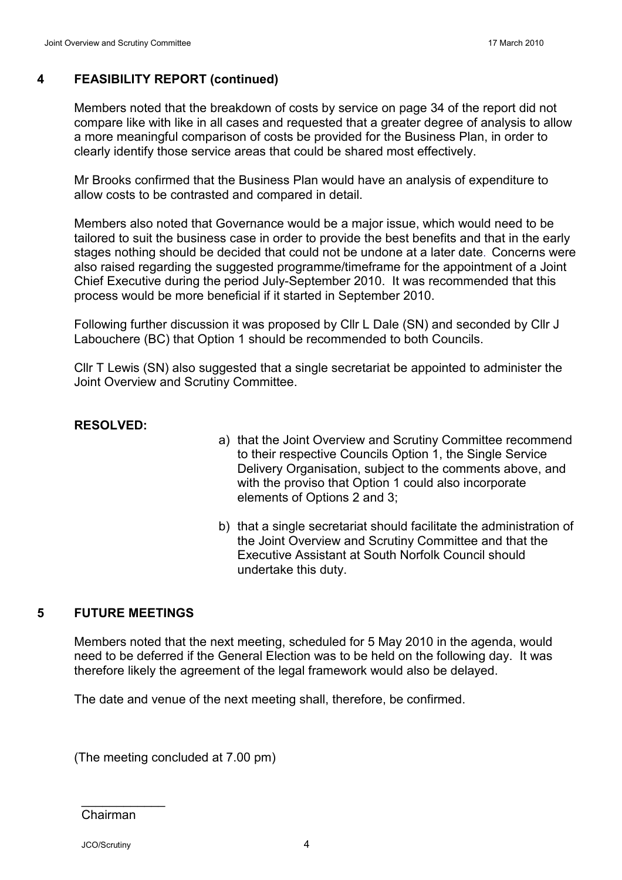## 4 FEASIBILITY REPORT (continued)

Members noted that the breakdown of costs by service on page 34 of the report did not compare like with like in all cases and requested that a greater degree of analysis to allow a more meaningful comparison of costs be provided for the Business Plan, in order to clearly identify those service areas that could be shared most effectively.

Mr Brooks confirmed that the Business Plan would have an analysis of expenditure to allow costs to be contrasted and compared in detail.

Members also noted that Governance would be a major issue, which would need to be tailored to suit the business case in order to provide the best benefits and that in the early stages nothing should be decided that could not be undone at a later date. Concerns were also raised regarding the suggested programme/timeframe for the appointment of a Joint Chief Executive during the period July-September 2010. It was recommended that this process would be more beneficial if it started in September 2010.

Following further discussion it was proposed by Cllr L Dale (SN) and seconded by Cllr J Labouchere (BC) that Option 1 should be recommended to both Councils.

Cllr T Lewis (SN) also suggested that a single secretariat be appointed to administer the Joint Overview and Scrutiny Committee.

**RESOLVED:**

a) that the Joint Overview and Scrutiny Committee recommend to their respective Councils Option 1, the Single Service Delivery Organisation, subject to the comments above, and with the proviso that Option 1 could also incorporate elements of Options 2 and 3;

b) that a single secretariat should facilitate the administration of the Joint Overview and Scrutiny Committee and that the Executive Assistant at South Norfolk Council should undertake this duty.

## 5 FUTURE MEETINGS

Members noted that the next meeting, scheduled for 5 May 2010 in the agenda, would need to be deferred if the General Election was to be held on the following day. It was therefore likely the agreement of the legal framework would also be delayed.

The date and venue of the next meeting shall, therefore, be confirmed.

(The meeting concluded at 7.00 pm)

\_\_\_\_\_\_\_\_\_\_\_\_

Chairman